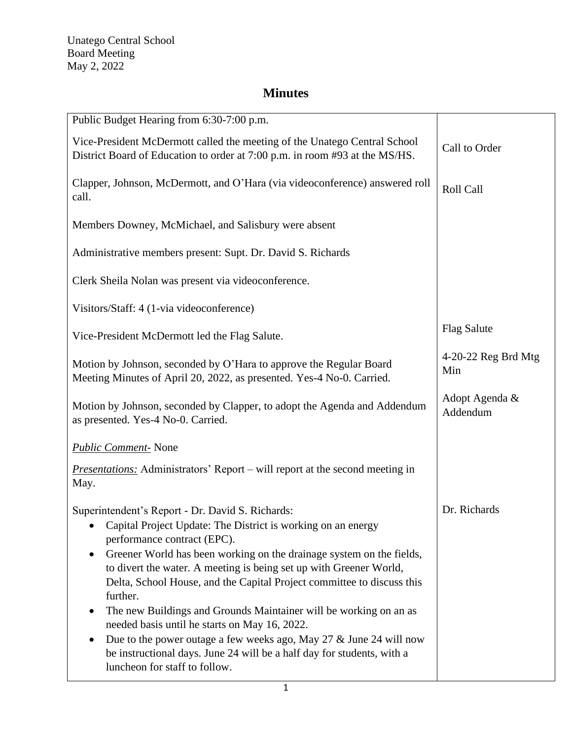Unatego Central School
Board Meeting
May 2, 2022

# Minutes

| | |
|---|---|
| Public Budget Hearing from 6:30-7:00 p.m.<br><br>Vice-President McDermott called the meeting of the Unatego Central School District Board of Education to order at 7:00 p.m. in room #93 at the MS/HS. | Call to Order |
| Clapper, Johnson, McDermott, and O'Hara (via videoconference) answered roll call.<br><br>Members Downey, McMichael, and Salisbury were absent<br><br>Administrative members present: Supt. Dr. David S. Richards<br><br>Clerk Sheila Nolan was present via videoconference.<br><br>Visitors/Staff: 4 (1-via videoconference) | Roll Call |
| Vice-President McDermott led the Flag Salute. | Flag Salute |
| Motion by Johnson, seconded by O'Hara to approve the Regular Board Meeting Minutes of April 20, 2022, as presented. Yes-4 No-0. Carried. | 4-20-22 Reg Brd Mtg Min |
| Motion by Johnson, seconded by Clapper, to adopt the Agenda and Addendum as presented. Yes-4 No-0. Carried. | Adopt Agenda & Addendum |
| *<u>Public Comment-</u>* None<br><br>*<u>Presentations:</u>* Administrators' Report – will report at the second meeting in May. | |
| Superintendent's Report - Dr. David S. Richards:<br>• Capital Project Update: The District is working on an energy performance contract (EPC).<br>• Greener World has been working on the drainage system on the fields, to divert the water. A meeting is being set up with Greener World, Delta, School House, and the Capital Project committee to discuss this further.<br>• The new Buildings and Grounds Maintainer will be working on an as needed basis until he starts on May 16, 2022.<br>• Due to the power outage a few weeks ago, May 27 & June 24 will now be instructional days. June 24 will be a half day for students, with a luncheon for staff to follow. | Dr. Richards |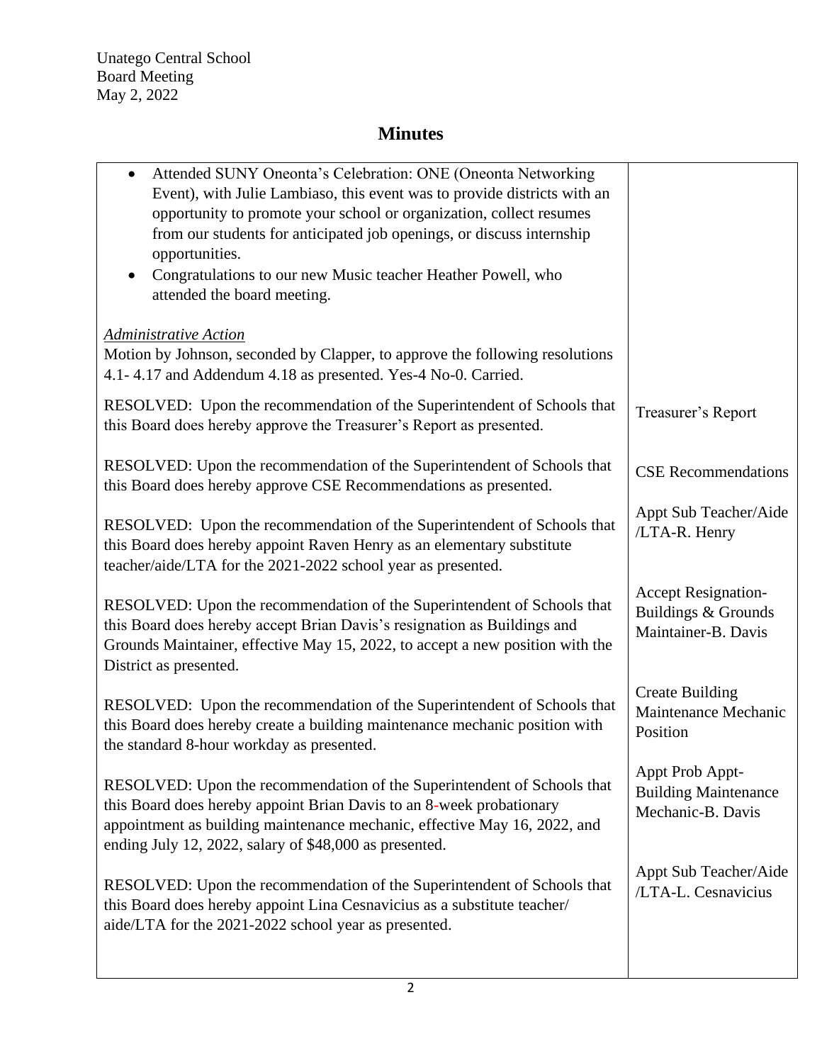Unatego Central School
Board Meeting
May 2, 2022

# Minutes

| | |
|---|---|
| • Attended SUNY Oneonta's Celebration: ONE (Oneonta Networking Event), with Julie Lambiaso, this event was to provide districts with an opportunity to promote your school or organization, collect resumes from our students for anticipated job openings, or discuss internship opportunities.<br>• Congratulations to our new Music teacher Heather Powell, who attended the board meeting. | |
| *Administrative Action*<br>Motion by Johnson, seconded by Clapper, to approve the following resolutions 4.1- 4.17 and Addendum 4.18 as presented. Yes-4 No-0. Carried. | |
| RESOLVED: Upon the recommendation of the Superintendent of Schools that this Board does hereby approve the Treasurer's Report as presented. | Treasurer's Report |
| RESOLVED: Upon the recommendation of the Superintendent of Schools that this Board does hereby approve CSE Recommendations as presented. | CSE Recommendations |
| RESOLVED: Upon the recommendation of the Superintendent of Schools that this Board does hereby appoint Raven Henry as an elementary substitute teacher/aide/LTA for the 2021-2022 school year as presented. | Appt Sub Teacher/Aide /LTA-R. Henry |
| RESOLVED: Upon the recommendation of the Superintendent of Schools that this Board does hereby accept Brian Davis's resignation as Buildings and Grounds Maintainer, effective May 15, 2022, to accept a new position with the District as presented. | Accept Resignation- Buildings & Grounds Maintainer-B. Davis |
| RESOLVED: Upon the recommendation of the Superintendent of Schools that this Board does hereby create a building maintenance mechanic position with the standard 8-hour workday as presented. | Create Building Maintenance Mechanic Position |
| RESOLVED: Upon the recommendation of the Superintendent of Schools that this Board does hereby appoint Brian Davis to an 8-week probationary appointment as building maintenance mechanic, effective May 16, 2022, and ending July 12, 2022, salary of $48,000 as presented. | Appt Prob Appt- Building Maintenance Mechanic-B. Davis |
| RESOLVED: Upon the recommendation of the Superintendent of Schools that this Board does hereby appoint Lina Cesnavicius as a substitute teacher/ aide/LTA for the 2021-2022 school year as presented. | Appt Sub Teacher/Aide /LTA-L. Cesnavicius |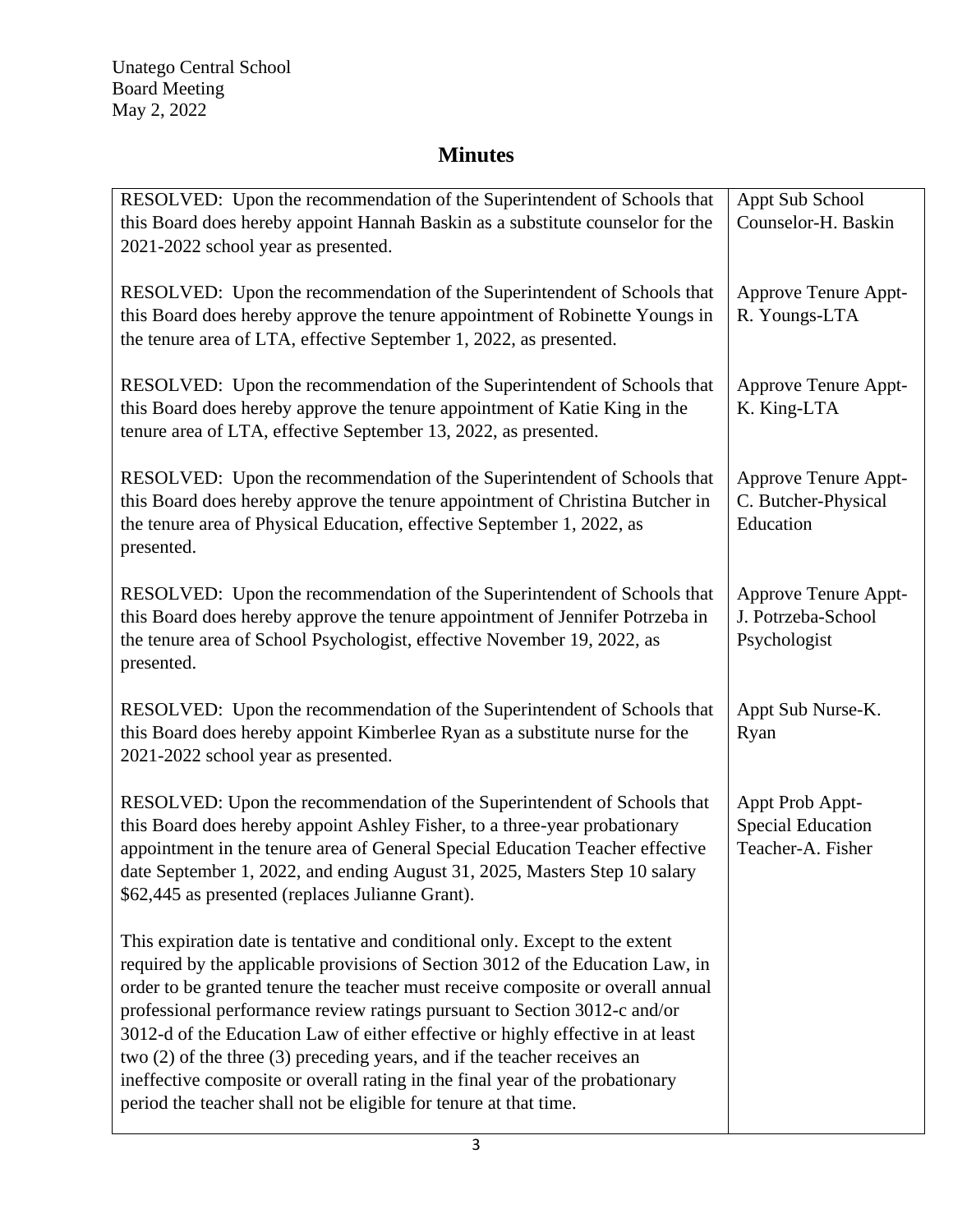Unatego Central School
Board Meeting
May 2, 2022

# Minutes

| | |
|---|---|
| RESOLVED: Upon the recommendation of the Superintendent of Schools that this Board does hereby appoint Hannah Baskin as a substitute counselor for the 2021-2022 school year as presented. | Appt Sub School Counselor-H. Baskin |
| RESOLVED: Upon the recommendation of the Superintendent of Schools that this Board does hereby approve the tenure appointment of Robinette Youngs in the tenure area of LTA, effective September 1, 2022, as presented. | Approve Tenure Appt-R. Youngs-LTA |
| RESOLVED: Upon the recommendation of the Superintendent of Schools that this Board does hereby approve the tenure appointment of Katie King in the tenure area of LTA, effective September 13, 2022, as presented. | Approve Tenure Appt-K. King-LTA |
| RESOLVED: Upon the recommendation of the Superintendent of Schools that this Board does hereby approve the tenure appointment of Christina Butcher in the tenure area of Physical Education, effective September 1, 2022, as presented. | Approve Tenure Appt-C. Butcher-Physical Education |
| RESOLVED: Upon the recommendation of the Superintendent of Schools that this Board does hereby approve the tenure appointment of Jennifer Potrzeba in the tenure area of School Psychologist, effective November 19, 2022, as presented. | Approve Tenure Appt-J. Potrzeba-School Psychologist |
| RESOLVED: Upon the recommendation of the Superintendent of Schools that this Board does hereby appoint Kimberlee Ryan as a substitute nurse for the 2021-2022 school year as presented. | Appt Sub Nurse-K. Ryan |
| RESOLVED: Upon the recommendation of the Superintendent of Schools that this Board does hereby appoint Ashley Fisher, to a three-year probationary appointment in the tenure area of General Special Education Teacher effective date September 1, 2022, and ending August 31, 2025, Masters Step 10 salary $62,445 as presented (replaces Julianne Grant).<br><br>This expiration date is tentative and conditional only. Except to the extent required by the applicable provisions of Section 3012 of the Education Law, in order to be granted tenure the teacher must receive composite or overall annual professional performance review ratings pursuant to Section 3012-c and/or 3012-d of the Education Law of either effective or highly effective in at least two (2) of the three (3) preceding years, and if the teacher receives an ineffective composite or overall rating in the final year of the probationary period the teacher shall not be eligible for tenure at that time. | Appt Prob Appt-Special Education Teacher-A. Fisher |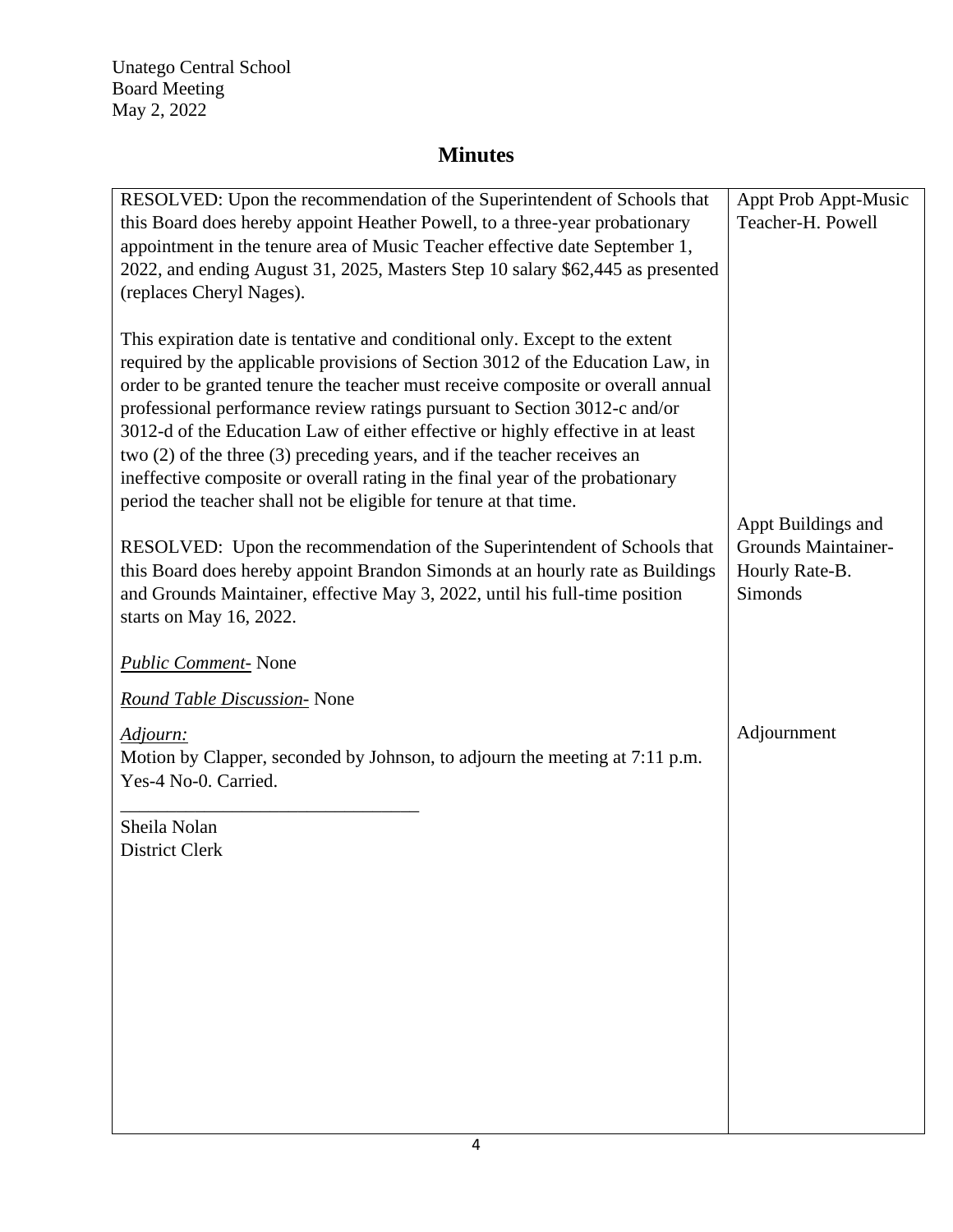Unatego Central School
Board Meeting
May 2, 2022

# Minutes

| | |
|---|---|
| RESOLVED: Upon the recommendation of the Superintendent of Schools that this Board does hereby appoint Heather Powell, to a three-year probationary appointment in the tenure area of Music Teacher effective date September 1, 2022, and ending August 31, 2025, Masters Step 10 salary $62,445 as presented (replaces Cheryl Nages).<br><br>This expiration date is tentative and conditional only. Except to the extent required by the applicable provisions of Section 3012 of the Education Law, in order to be granted tenure the teacher must receive composite or overall annual professional performance review ratings pursuant to Section 3012-c and/or 3012-d of the Education Law of either effective or highly effective in at least two (2) of the three (3) preceding years, and if the teacher receives an ineffective composite or overall rating in the final year of the probationary period the teacher shall not be eligible for tenure at that time. | Appt Prob Appt-Music Teacher-H. Powell |
| RESOLVED: Upon the recommendation of the Superintendent of Schools that this Board does hereby appoint Brandon Simonds at an hourly rate as Buildings and Grounds Maintainer, effective May 3, 2022, until his full-time position starts on May 16, 2022. | Appt Buildings and Grounds Maintainer-Hourly Rate-B. Simonds |
| <u>*Public Comment-*</u> None<br><br><u>*Round Table Discussion-*</u> None | |
| <u>*Adjourn:*</u><br>Motion by Clapper, seconded by Johnson, to adjourn the meeting at 7:11 p.m. Yes-4 No-0. Carried.<br><br>________________________________<br>Sheila Nolan<br>District Clerk | Adjournment |